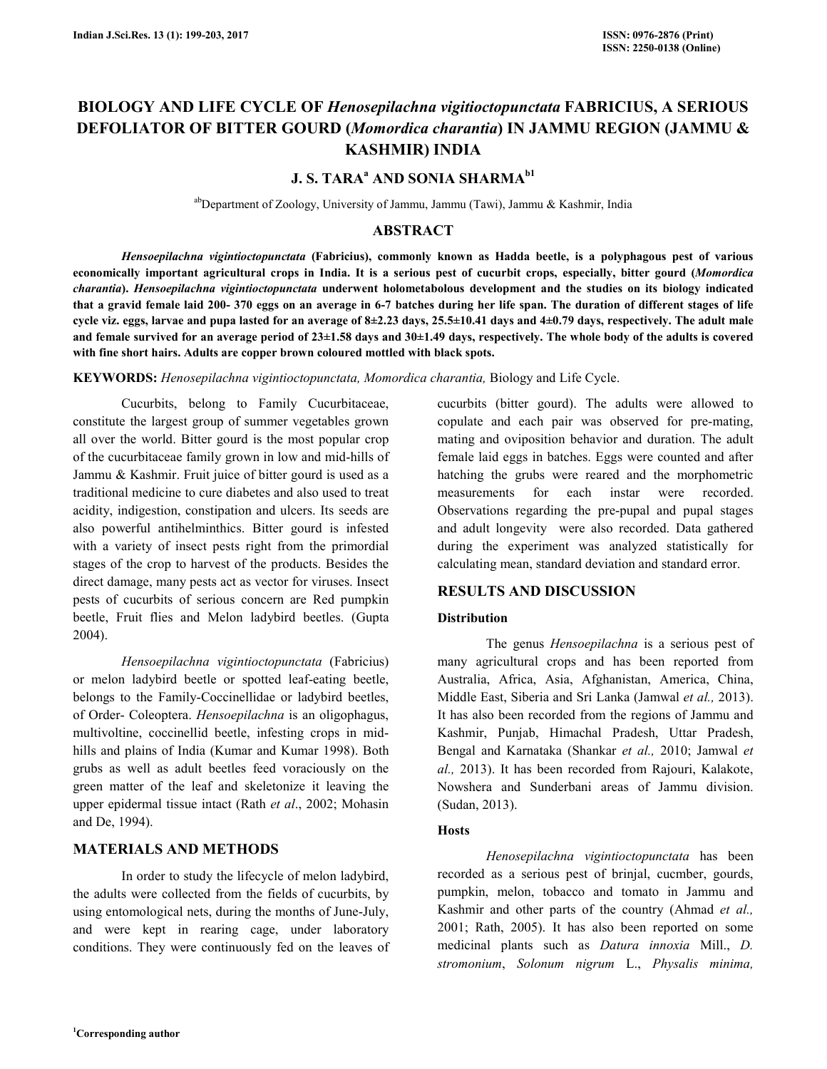# BIOLOGY AND LIFE CYCLE OF *Henosepilachna vigitioctopunctata* FABRICIUS, A SERIOUS DEFOLIATOR OF BITTER GOURD (*Momordica charantia*) IN JAMMU REGION (JAMMU & KASHMIR) INDIA

**J. S. TARA[a] AND SONIA SHARMA[b1]**

[ab]Department of Zoology, University of Jammu, Jammu (Tawi), Jammu & Kashmir, India

## ABSTRACT

***Hensoepilachna vigintioctopunctata*** **(Fabricius), commonly known as Hadda beetle, is a polyphagous pest of various economically important agricultural crops in India. It is a serious pest of cucurbit crops, especially, bitter gourd (*Momordica charantia*). *Hensoepilachna vigintioctopunctata* underwent holometabolous development and the studies on its biology indicated that a gravid female laid 200- 370 eggs on an average in 6-7 batches during her life span. The duration of different stages of life cycle viz. eggs, larvae and pupa lasted for an average of 8±2.23 days, 25.5±10.41 days and 4±0.79 days, respectively. The adult male and female survived for an average period of 23±1.58 days and 30±1.49 days, respectively. The whole body of the adults is covered with fine short hairs. Adults are copper brown coloured mottled with black spots.**

**KEYWORDS:** *Henosepilachna vigintioctopunctata, Momordica charantia,* Biology and Life Cycle.

Cucurbits, belong to Family Cucurbitaceae, constitute the largest group of summer vegetables grown all over the world. Bitter gourd is the most popular crop of the cucurbitaceae family grown in low and mid-hills of Jammu & Kashmir. Fruit juice of bitter gourd is used as a traditional medicine to cure diabetes and also used to treat acidity, indigestion, constipation and ulcers. Its seeds are also powerful antihelminthics. Bitter gourd is infested with a variety of insect pests right from the primordial stages of the crop to harvest of the products. Besides the direct damage, many pests act as vector for viruses. Insect pests of cucurbits of serious concern are Red pumpkin beetle, Fruit flies and Melon ladybird beetles. (Gupta 2004).

*Hensoepilachna vigintioctopunctata* (Fabricius) or melon ladybird beetle or spotted leaf-eating beetle, belongs to the Family-Coccinellidae or ladybird beetles, of Order- Coleoptera. *Hensoepilachna* is an oligophagus, multivoltine, coccinellid beetle, infesting crops in mid-hills and plains of India (Kumar and Kumar 1998). Both grubs as well as adult beetles feed voraciously on the green matter of the leaf and skeletonize it leaving the upper epidermal tissue intact (Rath *et al*., 2002; Mohasin and De, 1994).

## MATERIALS AND METHODS

In order to study the lifecycle of melon ladybird, the adults were collected from the fields of cucurbits, by using entomological nets, during the months of June-July, and were kept in rearing cage, under laboratory conditions. They were continuously fed on the leaves of cucurbits (bitter gourd). The adults were allowed to copulate and each pair was observed for pre-mating, mating and oviposition behavior and duration. The adult female laid eggs in batches. Eggs were counted and after hatching the grubs were reared and the morphometric measurements for each instar were recorded. Observations regarding the pre-pupal and pupal stages and adult longevity were also recorded. Data gathered during the experiment was analyzed statistically for calculating mean, standard deviation and standard error.

## RESULTS AND DISCUSSION

### Distribution

The genus *Hensoepilachna* is a serious pest of many agricultural crops and has been reported from Australia, Africa, Asia, Afghanistan, America, China, Middle East, Siberia and Sri Lanka (Jamwal *et al.,* 2013). It has also been recorded from the regions of Jammu and Kashmir, Punjab, Himachal Pradesh, Uttar Pradesh, Bengal and Karnataka (Shankar *et al.,* 2010; Jamwal *et al.,* 2013). It has been recorded from Rajouri, Kalakote, Nowshera and Sunderbani areas of Jammu division. (Sudan, 2013).

### Hosts

*Henosepilachna vigintioctopunctata* has been recorded as a serious pest of brinjal, cucmber, gourds, pumpkin, melon, tobacco and tomato in Jammu and Kashmir and other parts of the country (Ahmad *et al.,* 2001; Rath, 2005). It has also been reported on some medicinal plants such as *Datura innoxia* Mill., *D. stromonium*, *Solonum nigrum* L., *Physalis minima,*

[1]Corresponding author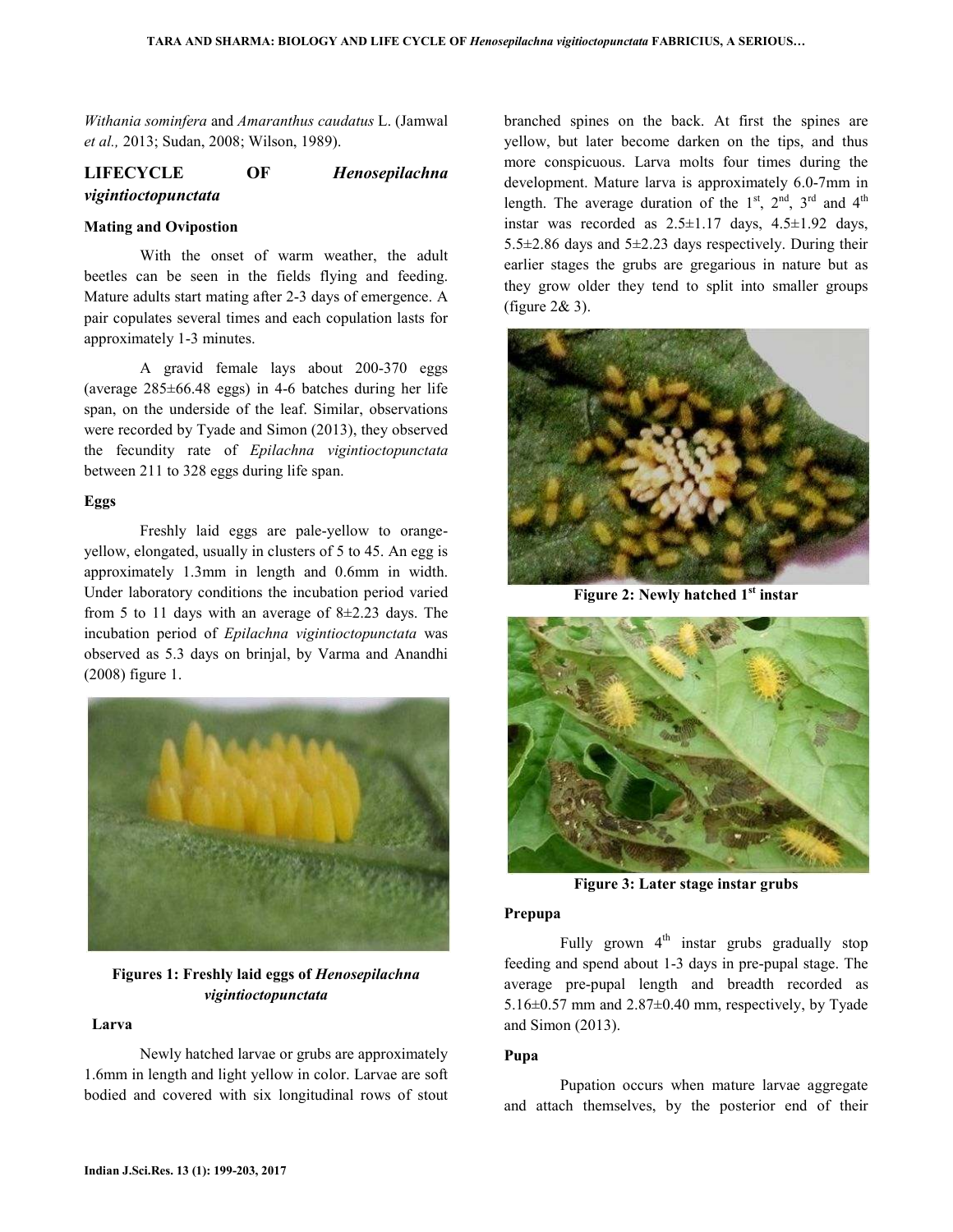*Withania sominfera* and *Amaranthus caudatus* L. (Jamwal *et al.,* 2013; Sudan, 2008; Wilson, 1989).

## LIFECYCLE OF *Henosepilachna vigintioctopunctata*

### Mating and Ovipostion

With the onset of warm weather, the adult beetles can be seen in the fields flying and feeding. Mature adults start mating after 2-3 days of emergence. A pair copulates several times and each copulation lasts for approximately 1-3 minutes.

A gravid female lays about 200-370 eggs (average 285±66.48 eggs) in 4-6 batches during her life span, on the underside of the leaf. Similar, observations were recorded by Tyade and Simon (2013), they observed the fecundity rate of *Epilachna vigintioctopunctata* between 211 to 328 eggs during life span.

### Eggs

Freshly laid eggs are pale-yellow to orange-yellow, elongated, usually in clusters of 5 to 45. An egg is approximately 1.3mm in length and 0.6mm in width. Under laboratory conditions the incubation period varied from 5 to 11 days with an average of 8±2.23 days. The incubation period of *Epilachna vigintioctopunctata* was observed as 5.3 days on brinjal, by Varma and Anandhi (2008) figure 1.

**Figures 1: Freshly laid eggs of *Henosepilachna vigintioctopunctata***

### Larva

Newly hatched larvae or grubs are approximately 1.6mm in length and light yellow in color. Larvae are soft bodied and covered with six longitudinal rows of stout branched spines on the back. At first the spines are yellow, but later become darken on the tips, and thus more conspicuous. Larva molts four times during the development. Mature larva is approximately 6.0-7mm in length. The average duration of the 1st, 2nd, 3rd and 4th instar was recorded as 2.5±1.17 days, 4.5±1.92 days, 5.5±2.86 days and 5±2.23 days respectively. During their earlier stages the grubs are gregarious in nature but as they grow older they tend to split into smaller groups (figure 2& 3).

**Figure 2: Newly hatched 1st instar**

**Figure 3: Later stage instar grubs**

### Prepupa

Fully grown 4th instar grubs gradually stop feeding and spend about 1-3 days in pre-pupal stage. The average pre-pupal length and breadth recorded as 5.16±0.57 mm and 2.87±0.40 mm, respectively, by Tyade and Simon (2013).

### Pupa

Pupation occurs when mature larvae aggregate and attach themselves, by the posterior end of their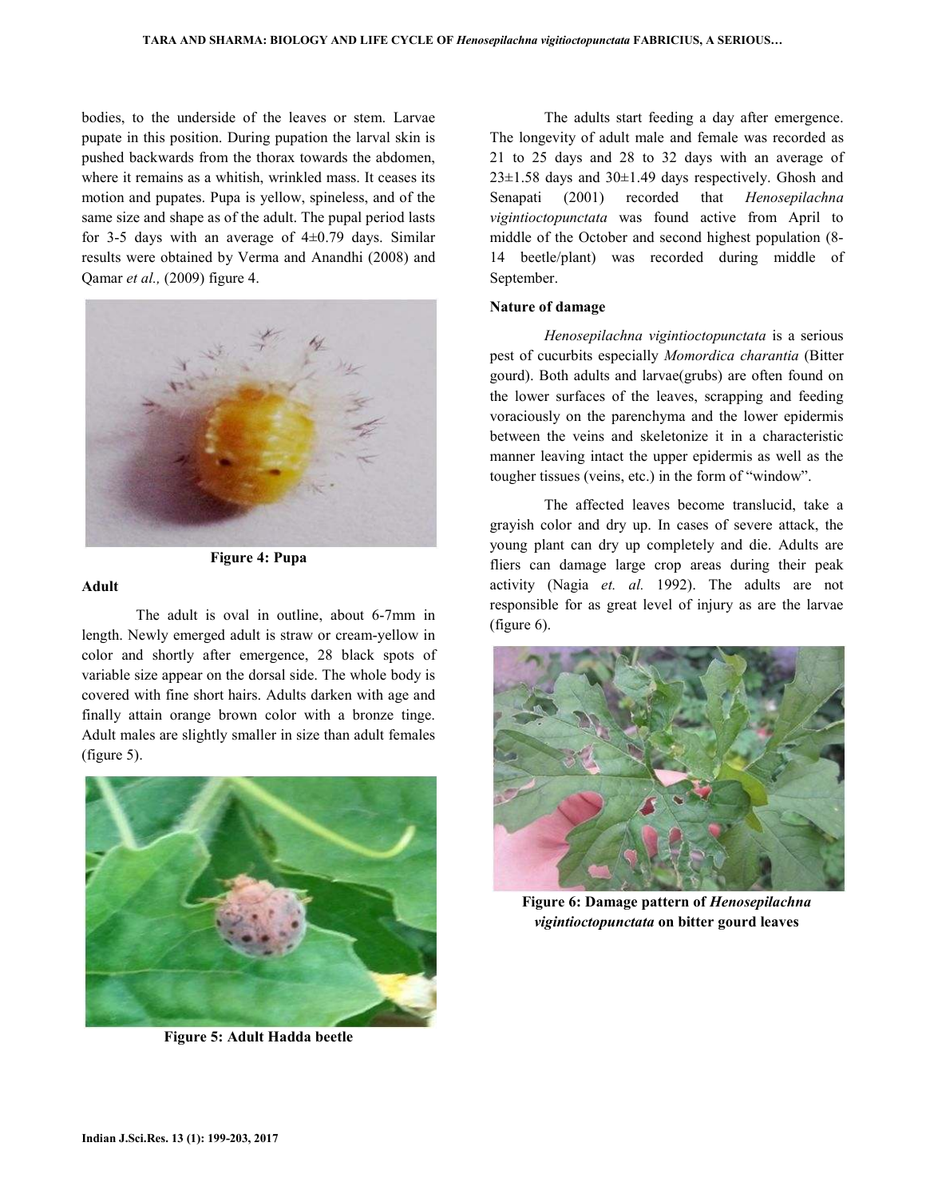bodies, to the underside of the leaves or stem. Larvae pupate in this position. During pupation the larval skin is pushed backwards from the thorax towards the abdomen, where it remains as a whitish, wrinkled mass. It ceases its motion and pupates. Pupa is yellow, spineless, and of the same size and shape as of the adult. The pupal period lasts for 3-5 days with an average of 4±0.79 days. Similar results were obtained by Verma and Anandhi (2008) and Qamar *et al.,* (2009) figure 4.

**Figure 4: Pupa**

### Adult

The adult is oval in outline, about 6-7mm in length. Newly emerged adult is straw or cream-yellow in color and shortly after emergence, 28 black spots of variable size appear on the dorsal side. The whole body is covered with fine short hairs. Adults darken with age and finally attain orange brown color with a bronze tinge. Adult males are slightly smaller in size than adult females (figure 5).

**Figure 5: Adult Hadda beetle**

The adults start feeding a day after emergence. The longevity of adult male and female was recorded as 21 to 25 days and 28 to 32 days with an average of 23±1.58 days and 30±1.49 days respectively. Ghosh and Senapati (2001) recorded that *Henosepilachna vigintioctopunctata* was found active from April to middle of the October and second highest population (8-14 beetle/plant) was recorded during middle of September.

### Nature of damage

*Henosepilachna vigintioctopunctata* is a serious pest of cucurbits especially *Momordica charantia* (Bitter gourd). Both adults and larvae(grubs) are often found on the lower surfaces of the leaves, scrapping and feeding voraciously on the parenchyma and the lower epidermis between the veins and skeletonize it in a characteristic manner leaving intact the upper epidermis as well as the tougher tissues (veins, etc.) in the form of "window".

The affected leaves become translucid, take a grayish color and dry up. In cases of severe attack, the young plant can dry up completely and die. Adults are fliers can damage large crop areas during their peak activity (Nagia *et. al.* 1992). The adults are not responsible for as great level of injury as are the larvae (figure 6).

**Figure 6: Damage pattern of *Henosepilachna vigintioctopunctata* on bitter gourd leaves**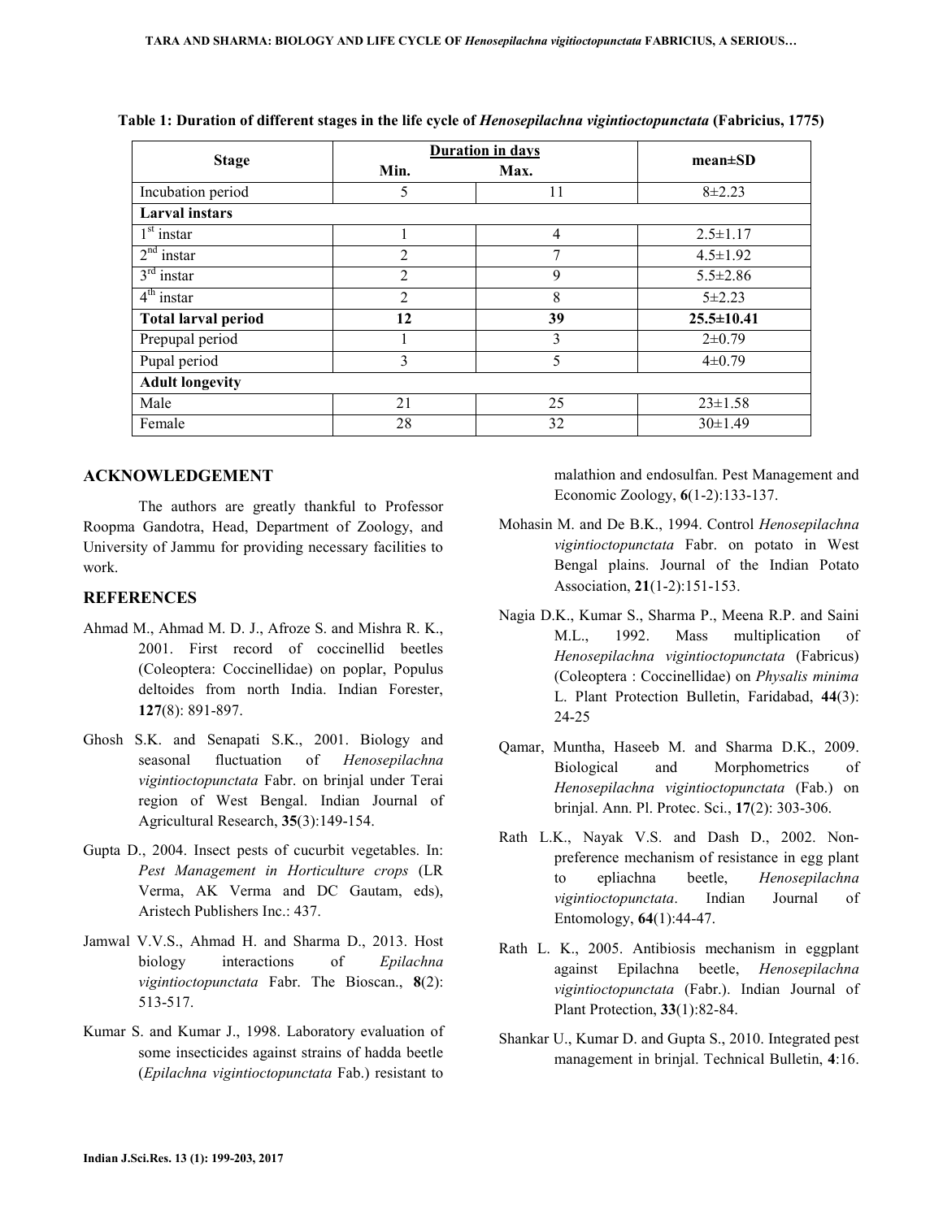**Table 1: Duration of different stages in the life cycle of *Henosepilachna vigintioctopunctata* (Fabricius, 1775)**

| Stage | Duration in days | | mean±SD |
|---|---|---|---|
| | Min. | Max. | |
| Incubation period | 5 | 11 | 8±2.23 |
| **Larval instars** | | | |
| 1st instar | 1 | 4 | 2.5±1.17 |
| 2nd instar | 2 | 7 | 4.5±1.92 |
| 3rd instar | 2 | 9 | 5.5±2.86 |
| 4th instar | 2 | 8 | 5±2.23 |
| **Total larval period** | **12** | **39** | **25.5±10.41** |
| Prepupal period | 1 | 3 | 2±0.79 |
| Pupal period | 3 | 5 | 4±0.79 |
| **Adult longevity** | | | |
| Male | 21 | 25 | 23±1.58 |
| Female | 28 | 32 | 30±1.49 |

## ACKNOWLEDGEMENT

The authors are greatly thankful to Professor Roopma Gandotra, Head, Department of Zoology, and University of Jammu for providing necessary facilities to work.

## REFERENCES

Ahmad M., Ahmad M. D. J., Afroze S. and Mishra R. K., 2001. First record of coccinellid beetles (Coleoptera: Coccinellidae) on poplar, Populus deltoides from north India. Indian Forester, **127**(8): 891-897.

Ghosh S.K. and Senapati S.K., 2001. Biology and seasonal fluctuation of *Henosepilachna vigintioctopunctata* Fabr. on brinjal under Terai region of West Bengal. Indian Journal of Agricultural Research, **35**(3):149-154.

Gupta D., 2004. Insect pests of cucurbit vegetables. In: *Pest Management in Horticulture crops* (LR Verma, AK Verma and DC Gautam, eds), Aristech Publishers Inc.: 437.

Jamwal V.V.S., Ahmad H. and Sharma D., 2013. Host biology interactions of *Epilachna vigintioctopunctata* Fabr. The Bioscan., **8**(2): 513-517.

Kumar S. and Kumar J., 1998. Laboratory evaluation of some insecticides against strains of hadda beetle (*Epilachna vigintioctopunctata* Fab.) resistant to malathion and endosulfan. Pest Management and Economic Zoology, **6**(1-2):133-137.

Mohasin M. and De B.K., 1994. Control *Henosepilachna vigintioctopunctata* Fabr. on potato in West Bengal plains. Journal of the Indian Potato Association, **21**(1-2):151-153.

Nagia D.K., Kumar S., Sharma P., Meena R.P. and Saini M.L., 1992. Mass multiplication of *Henosepilachna vigintioctopunctata* (Fabricus) (Coleoptera : Coccinellidae) on *Physalis minima* L. Plant Protection Bulletin, Faridabad, **44**(3): 24-25

Qamar, Muntha, Haseeb M. and Sharma D.K., 2009. Biological and Morphometrics of *Henosepilachna vigintioctopunctata* (Fab.) on brinjal. Ann. Pl. Protec. Sci., **17**(2): 303-306.

Rath L.K., Nayak V.S. and Dash D., 2002. Non-preference mechanism of resistance in egg plant to epliachna beetle, *Henosepilachna vigintioctopunctata*. Indian Journal of Entomology, **64**(1):44-47.

Rath L. K., 2005. Antibiosis mechanism in eggplant against Epilachna beetle, *Henosepilachna vigintioctopunctata* (Fabr.). Indian Journal of Plant Protection, **33**(1):82-84.

Shankar U., Kumar D. and Gupta S., 2010. Integrated pest management in brinjal. Technical Bulletin, **4**:16.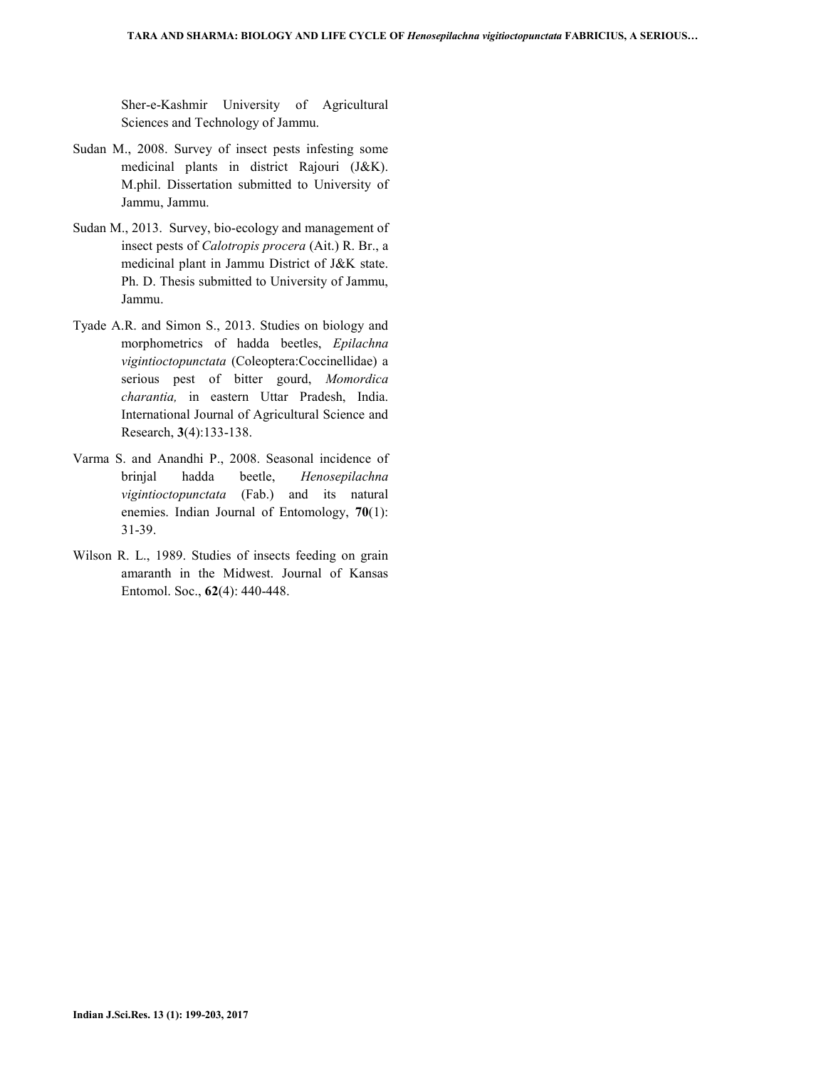Sher-e-Kashmir University of Agricultural Sciences and Technology of Jammu.

Sudan M., 2008. Survey of insect pests infesting some medicinal plants in district Rajouri (J&K). M.phil. Dissertation submitted to University of Jammu, Jammu.

Sudan M., 2013. Survey, bio-ecology and management of insect pests of *Calotropis procera* (Ait.) R. Br., a medicinal plant in Jammu District of J&K state. Ph. D. Thesis submitted to University of Jammu, Jammu.

Tyade A.R. and Simon S., 2013. Studies on biology and morphometrics of hadda beetles, *Epilachna vigintioctopunctata* (Coleoptera:Coccinellidae) a serious pest of bitter gourd, *Momordica charantia,* in eastern Uttar Pradesh, India. International Journal of Agricultural Science and Research, **3**(4):133-138.

Varma S. and Anandhi P., 2008. Seasonal incidence of brinjal hadda beetle, *Henosepilachna vigintioctopunctata* (Fab.) and its natural enemies. Indian Journal of Entomology, **70**(1): 31-39.

Wilson R. L., 1989. Studies of insects feeding on grain amaranth in the Midwest. Journal of Kansas Entomol. Soc., **62**(4): 440-448.